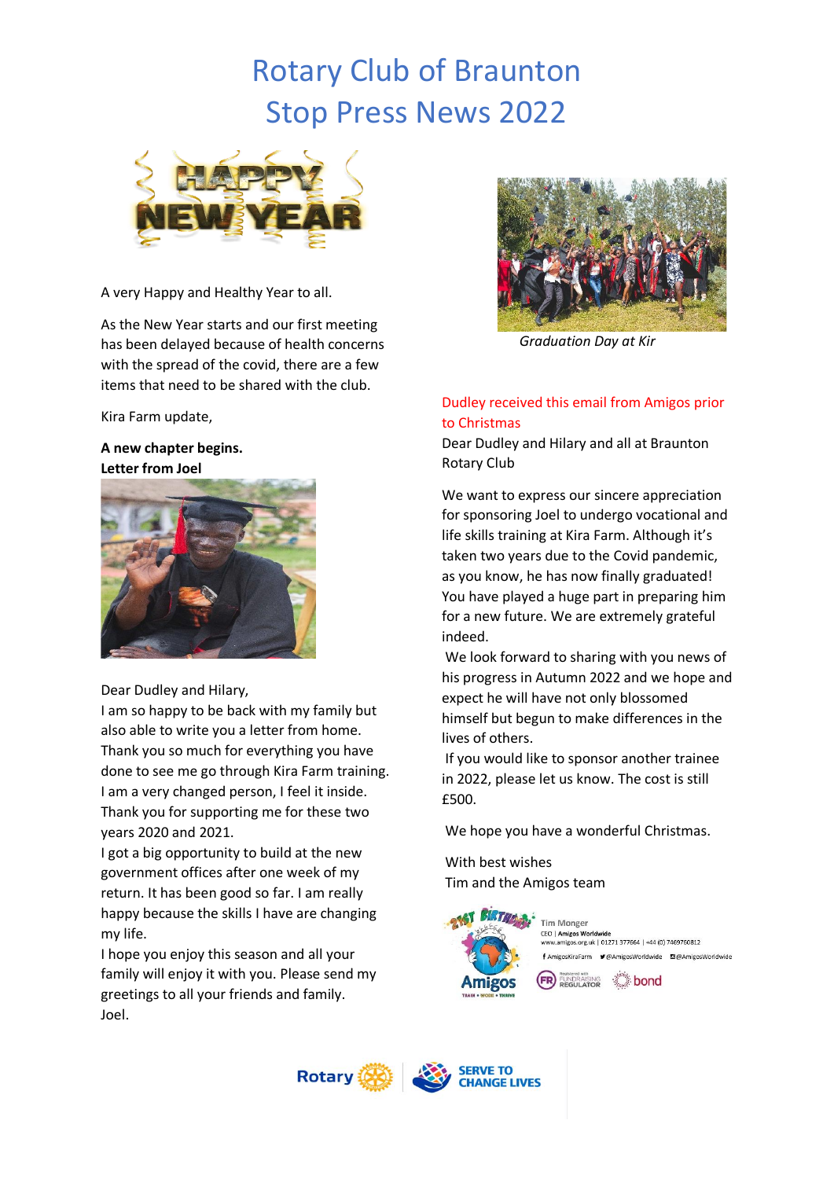# Rotary Club of Braunton
# Stop Press News 2022

A very Happy and Healthy Year to all.

As the New Year starts and our first meeting has been delayed because of health concerns with the spread of the covid, there are a few items that need to be shared with the club.

Kira Farm update,

**A new chapter begins.**
**Letter from Joel**

Dear Dudley and Hilary,
I am so happy to be back with my family but also able to write you a letter from home.
Thank you so much for everything you have done to see me go through Kira Farm training.
I am a very changed person, I feel it inside.
Thank you for supporting me for these two years 2020 and 2021.
I got a big opportunity to build at the new government offices after one week of my return. It has been good so far. I am really happy because the skills I have are changing my life.
I hope you enjoy this season and all your family will enjoy it with you. Please send my greetings to all your friends and family.
Joel.

*Graduation Day at Kir*

Dudley received this email from Amigos prior to Christmas

Dear Dudley and Hilary and all at Braunton Rotary Club

We want to express our sincere appreciation for sponsoring Joel to undergo vocational and life skills training at Kira Farm. Although it's taken two years due to the Covid pandemic, as you know, he has now finally graduated! You have played a huge part in preparing him for a new future. We are extremely grateful indeed.

We look forward to sharing with you news of his progress in Autumn 2022 and we hope and expect he will have not only blossomed himself but begun to make differences in the lives of others.

If you would like to sponsor another trainee in 2022, please let us know. The cost is still £500.

We hope you have a wonderful Christmas.

With best wishes
Tim and the Amigos team

Tim Monger
CEO | Amigos Worldwide
www.amigos.org.uk | 01271 377664 | +44 (0) 7469760812
AmigosKiraFarm @AmigosWorldwide @AmigosWorldwide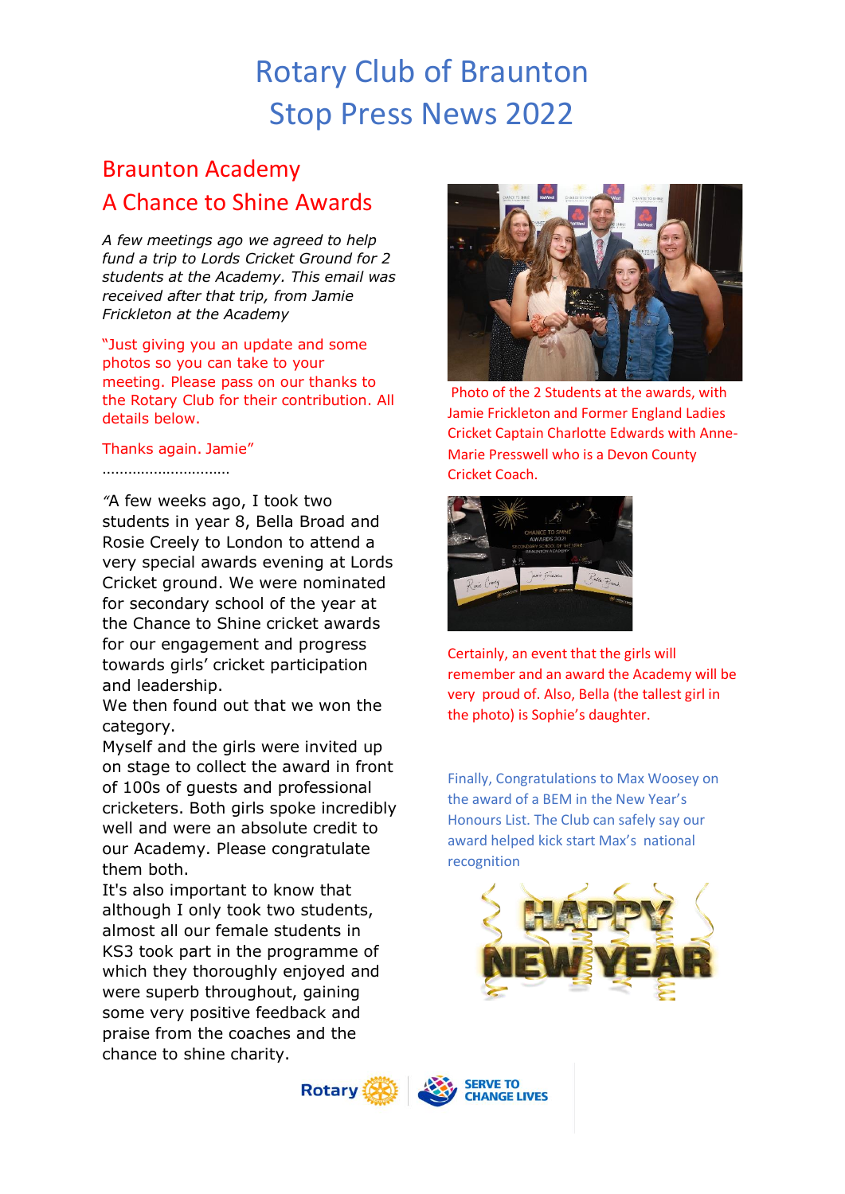# Rotary Club of Braunton Stop Press News 2022

## Braunton Academy A Chance to Shine Awards

*A few meetings ago we agreed to help fund a trip to Lords Cricket Ground for 2 students at the Academy. This email was received after that trip, from Jamie Frickleton at the Academy*

"Just giving you an update and some photos so you can take to your meeting. Please pass on our thanks to the Rotary Club for their contribution. All details below.

Thanks again. Jamie"

…………………………

"A few weeks ago, I took two students in year 8, Bella Broad and Rosie Creely to London to attend a very special awards evening at Lords Cricket ground. We were nominated for secondary school of the year at the Chance to Shine cricket awards for our engagement and progress towards girls' cricket participation and leadership.

We then found out that we won the category.

Myself and the girls were invited up on stage to collect the award in front of 100s of guests and professional cricketers. Both girls spoke incredibly well and were an absolute credit to our Academy. Please congratulate them both.

It's also important to know that although I only took two students, almost all our female students in KS3 took part in the programme of which they thoroughly enjoyed and were superb throughout, gaining some very positive feedback and praise from the coaches and the chance to shine charity.

Photo of the 2 Students at the awards, with Jamie Frickleton and Former England Ladies Cricket Captain Charlotte Edwards with Anne-Marie Presswell who is a Devon County Cricket Coach.

Certainly, an event that the girls will remember and an award the Academy will be very proud of. Also, Bella (the tallest girl in the photo) is Sophie's daughter.

Finally, Congratulations to Max Woosey on the award of a BEM in the New Year's Honours List. The Club can safely say our award helped kick start Max's national recognition